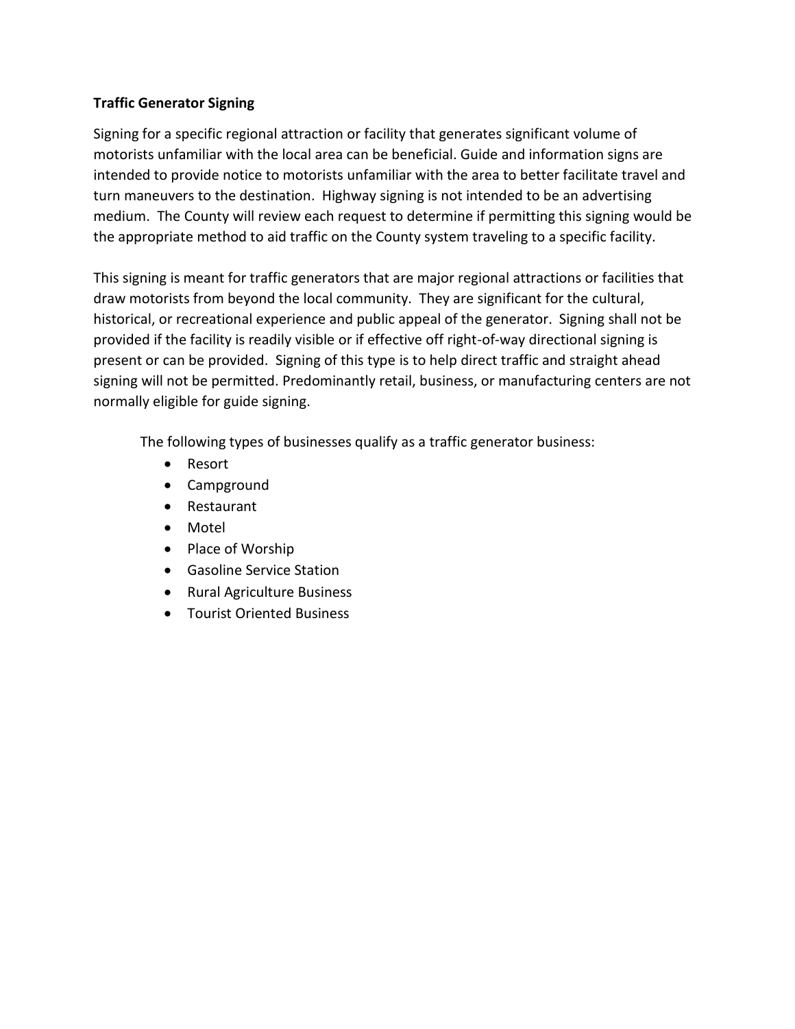**Traffic Generator Signing**

Signing for a specific regional attraction or facility that generates significant volume of motorists unfamiliar with the local area can be beneficial. Guide and information signs are intended to provide notice to motorists unfamiliar with the area to better facilitate travel and turn maneuvers to the destination. Highway signing is not intended to be an advertising medium. The County will review each request to determine if permitting this signing would be the appropriate method to aid traffic on the County system traveling to a specific facility.

This signing is meant for traffic generators that are major regional attractions or facilities that draw motorists from beyond the local community. They are significant for the cultural, historical, or recreational experience and public appeal of the generator. Signing shall not be provided if the facility is readily visible or if effective off right-of-way directional signing is present or can be provided. Signing of this type is to help direct traffic and straight ahead signing will not be permitted. Predominantly retail, business, or manufacturing centers are not normally eligible for guide signing.

The following types of businesses qualify as a traffic generator business:

- Resort
- Campground
- Restaurant
- Motel
- Place of Worship
- Gasoline Service Station
- Rural Agriculture Business
- Tourist Oriented Business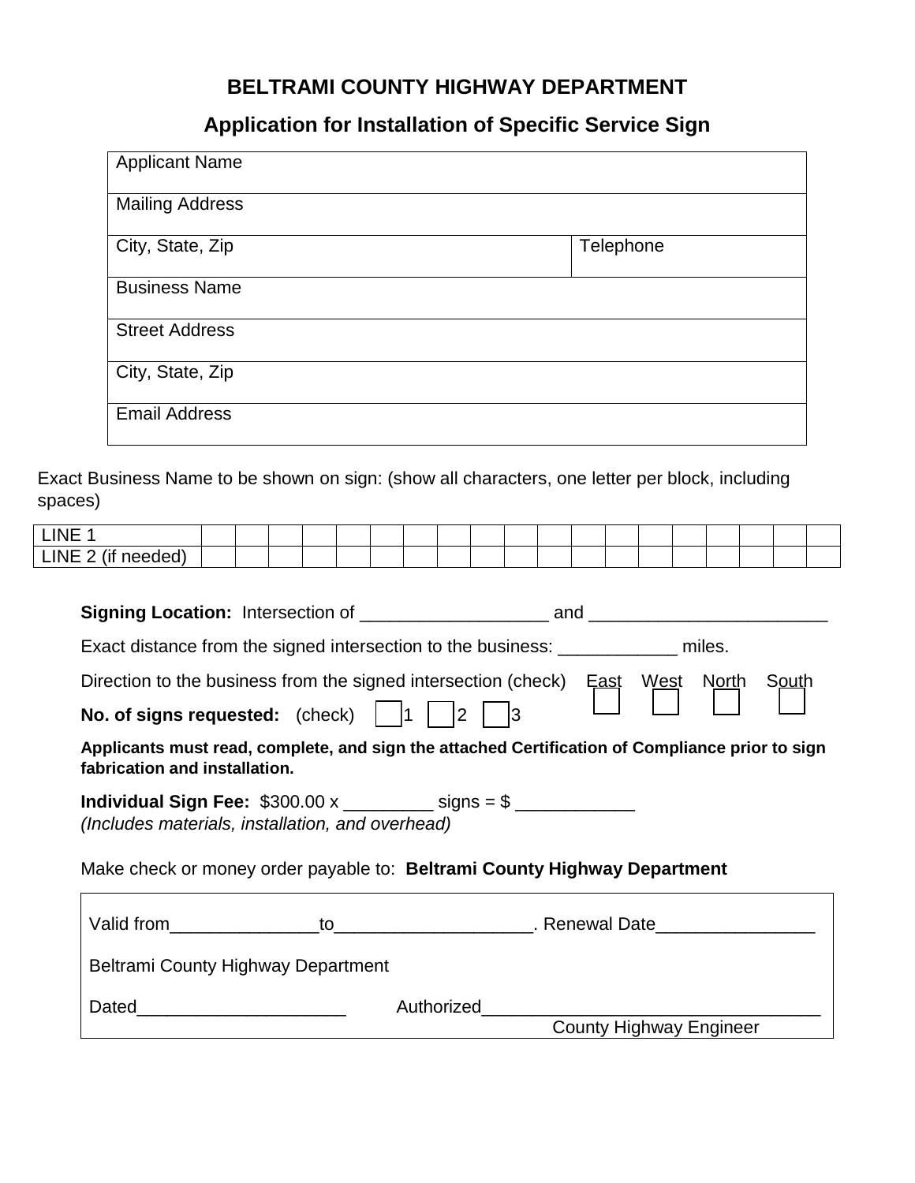# BELTRAMI COUNTY HIGHWAY DEPARTMENT

## Application for Installation of Specific Service Sign

| Applicant Name | |
|---|---|
| Mailing Address | |
| City, State, Zip | Telephone |
| Business Name | |
| Street Address | |
| City, State, Zip | |
| Email Address | |

Exact Business Name to be shown on sign: (show all characters, one letter per block, including spaces)

| LINE 1 | | | | | | | | | | | | | | | | | | | |
|---|---|---|---|---|---|---|---|---|---|---|---|---|---|---|---|---|---|---|---|
| LINE 2 (if needed) | | | | | | | | | | | | | | | | | | | |

**Signing Location:** Intersection of ___________________ and ________________________

Exact distance from the signed intersection to the business: ____________ miles.

Direction to the business from the signed intersection (check) ☐ East ☐ West ☐ North ☐ South

**No. of signs requested:** (check) ☐ 1 ☐ 2 ☐ 3

**Applicants must read, complete, and sign the attached Certification of Compliance prior to sign fabrication and installation.**

**Individual Sign Fee:** \$300.00 x _________ signs = \$ ____________
*(Includes materials, installation, and overhead)*

Make check or money order payable to: **Beltrami County Highway Department**

Valid from_______________to____________________. Renewal Date________________

Beltrami County Highway Department

Dated_____________________ Authorized__________________________________
County Highway Engineer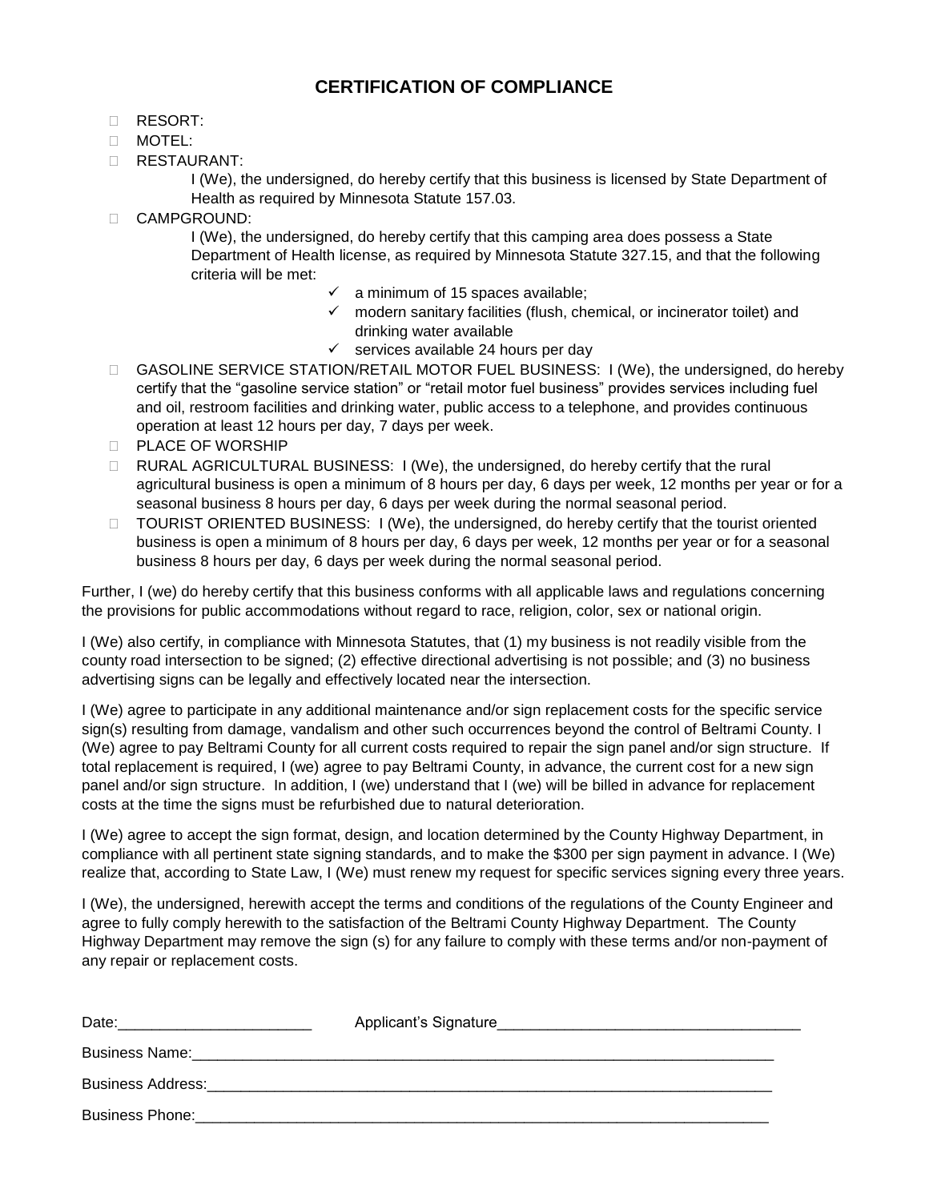## CERTIFICATION OF COMPLIANCE

- ☐ RESORT:
- ☐ MOTEL:
- ☐ RESTAURANT:

  I (We), the undersigned, do hereby certify that this business is licensed by State Department of Health as required by Minnesota Statute 157.03.

- ☐ CAMPGROUND:

  I (We), the undersigned, do hereby certify that this camping area does possess a State Department of Health license, as required by Minnesota Statute 327.15, and that the following criteria will be met:

  - ✓ a minimum of 15 spaces available;
  - ✓ modern sanitary facilities (flush, chemical, or incinerator toilet) and drinking water available
  - ✓ services available 24 hours per day

- ☐ GASOLINE SERVICE STATION/RETAIL MOTOR FUEL BUSINESS: I (We), the undersigned, do hereby certify that the "gasoline service station" or "retail motor fuel business" provides services including fuel and oil, restroom facilities and drinking water, public access to a telephone, and provides continuous operation at least 12 hours per day, 7 days per week.
- ☐ PLACE OF WORSHIP
- ☐ RURAL AGRICULTURAL BUSINESS: I (We), the undersigned, do hereby certify that the rural agricultural business is open a minimum of 8 hours per day, 6 days per week, 12 months per year or for a seasonal business 8 hours per day, 6 days per week during the normal seasonal period.
- ☐ TOURIST ORIENTED BUSINESS: I (We), the undersigned, do hereby certify that the tourist oriented business is open a minimum of 8 hours per day, 6 days per week, 12 months per year or for a seasonal business 8 hours per day, 6 days per week during the normal seasonal period.

Further, I (we) do hereby certify that this business conforms with all applicable laws and regulations concerning the provisions for public accommodations without regard to race, religion, color, sex or national origin.

I (We) also certify, in compliance with Minnesota Statutes, that (1) my business is not readily visible from the county road intersection to be signed; (2) effective directional advertising is not possible; and (3) no business advertising signs can be legally and effectively located near the intersection.

I (We) agree to participate in any additional maintenance and/or sign replacement costs for the specific service sign(s) resulting from damage, vandalism and other such occurrences beyond the control of Beltrami County. I (We) agree to pay Beltrami County for all current costs required to repair the sign panel and/or sign structure. If total replacement is required, I (we) agree to pay Beltrami County, in advance, the current cost for a new sign panel and/or sign structure. In addition, I (we) understand that I (we) will be billed in advance for replacement costs at the time the signs must be refurbished due to natural deterioration.

I (We) agree to accept the sign format, design, and location determined by the County Highway Department, in compliance with all pertinent state signing standards, and to make the $300 per sign payment in advance. I (We) realize that, according to State Law, I (We) must renew my request for specific services signing every three years.

I (We), the undersigned, herewith accept the terms and conditions of the regulations of the County Engineer and agree to fully comply herewith to the satisfaction of the Beltrami County Highway Department. The County Highway Department may remove the sign (s) for any failure to comply with these terms and/or non-payment of any repair or replacement costs.

Date:_______________________ Applicant's Signature___________________________________

Business Name:_______________________________________________________________________

Business Address:_____________________________________________________________________

Business Phone:_______________________________________________________________________